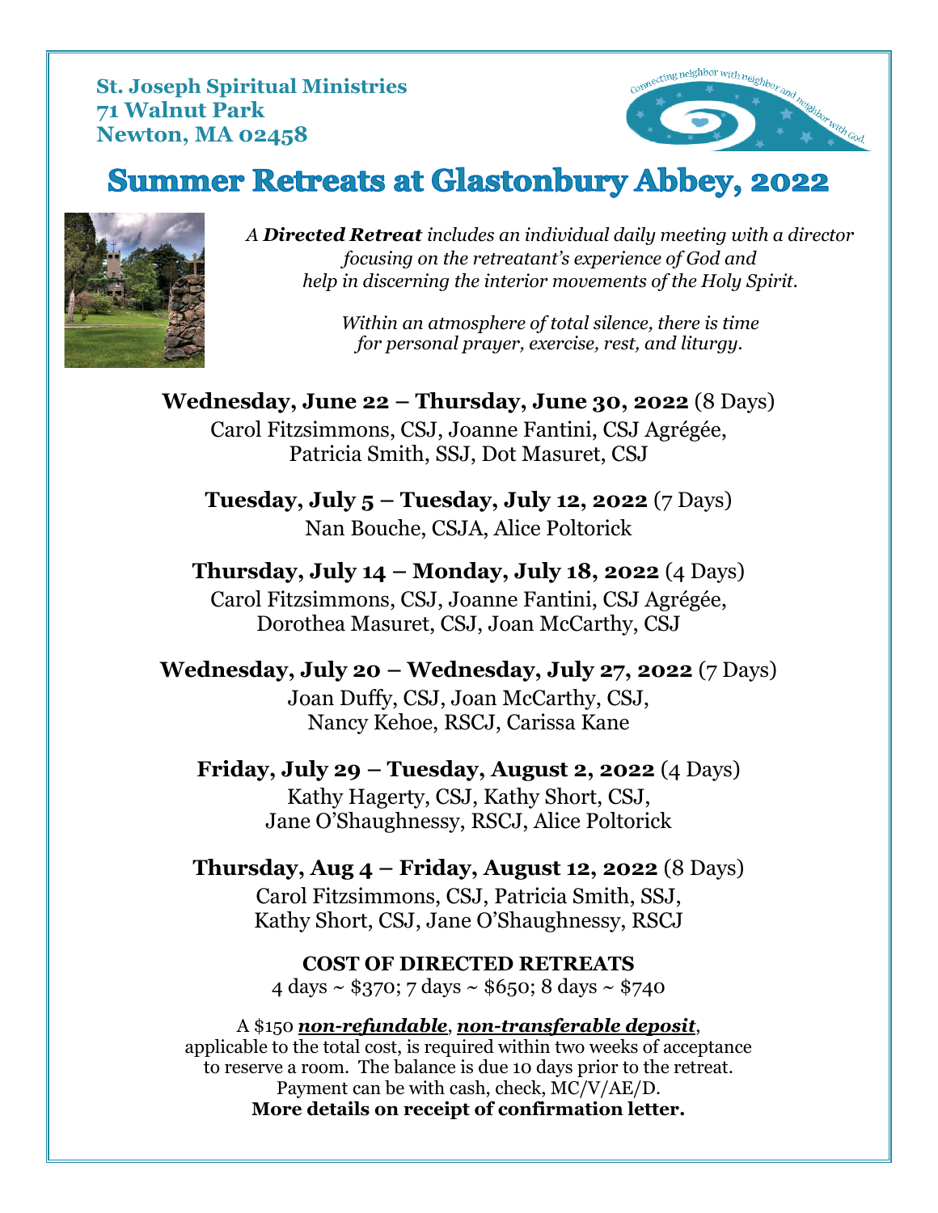**St. Joseph Spiritual Ministries**
**71 Walnut Park**
**Newton, MA 02458**

Connecting neighbor with neighbor and neighbor with God.

# Summer Retreats at Glastonbury Abbey, 2022

*A* ***Directed Retreat*** *includes an individual daily meeting with a director focusing on the retreatant's experience of God and help in discerning the interior movements of the Holy Spirit.*

*Within an atmosphere of total silence, there is time for personal prayer, exercise, rest, and liturgy.*

**Wednesday, June 22 – Thursday, June 30, 2022** (8 Days)
Carol Fitzsimmons, CSJ, Joanne Fantini, CSJ Agrégée,
Patricia Smith, SSJ, Dot Masuret, CSJ

**Tuesday, July 5 – Tuesday, July 12, 2022** (7 Days)
Nan Bouche, CSJA, Alice Poltorick

**Thursday, July 14 – Monday, July 18, 2022** (4 Days)
Carol Fitzsimmons, CSJ, Joanne Fantini, CSJ Agrégée,
Dorothea Masuret, CSJ, Joan McCarthy, CSJ

**Wednesday, July 20 – Wednesday, July 27, 2022** (7 Days)
Joan Duffy, CSJ, Joan McCarthy, CSJ,
Nancy Kehoe, RSCJ, Carissa Kane

**Friday, July 29 – Tuesday, August 2, 2022** (4 Days)
Kathy Hagerty, CSJ, Kathy Short, CSJ,
Jane O'Shaughnessy, RSCJ, Alice Poltorick

**Thursday, Aug 4 – Friday, August 12, 2022** (8 Days)
Carol Fitzsimmons, CSJ, Patricia Smith, SSJ,
Kathy Short, CSJ, Jane O'Shaughnessy, RSCJ

**COST OF DIRECTED RETREATS**
4 days ~ $370; 7 days ~ $650; 8 days ~ $740

A $150 ***non-refundable***, ***non-transferable deposit***, applicable to the total cost, is required within two weeks of acceptance to reserve a room. The balance is due 10 days prior to the retreat. Payment can be with cash, check, MC/V/AE/D.
**More details on receipt of confirmation letter.**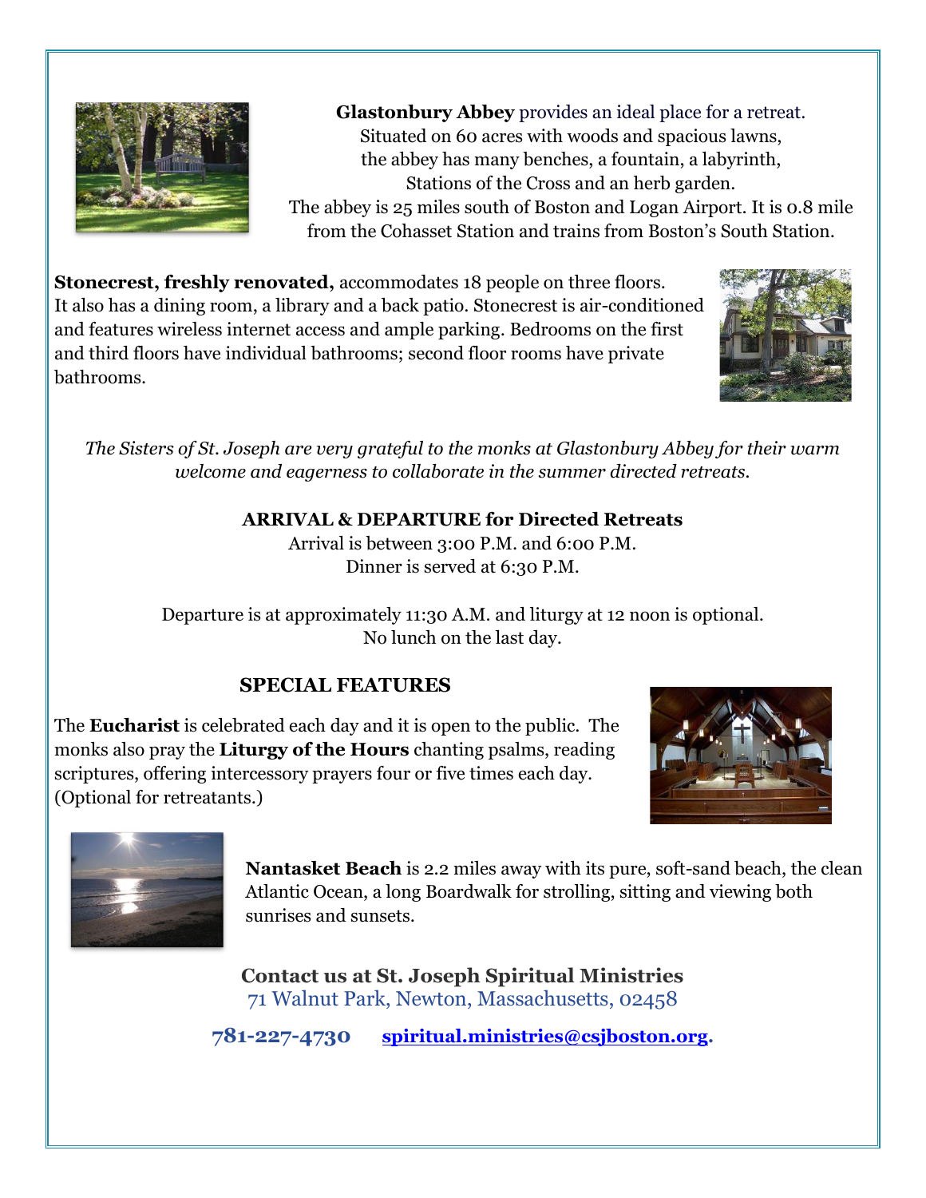**Glastonbury Abbey** provides an ideal place for a retreat.
Situated on 60 acres with woods and spacious lawns,
the abbey has many benches, a fountain, a labyrinth,
Stations of the Cross and an herb garden.
The abbey is 25 miles south of Boston and Logan Airport. It is 0.8 mile from the Cohasset Station and trains from Boston's South Station.

**Stonecrest, freshly renovated,** accommodates 18 people on three floors. It also has a dining room, a library and a back patio. Stonecrest is air-conditioned and features wireless internet access and ample parking. Bedrooms on the first and third floors have individual bathrooms; second floor rooms have private bathrooms.

*The Sisters of St. Joseph are very grateful to the monks at Glastonbury Abbey for their warm welcome and eagerness to collaborate in the summer directed retreats.*

**ARRIVAL & DEPARTURE for Directed Retreats**

Arrival is between 3:00 P.M. and 6:00 P.M.
Dinner is served at 6:30 P.M.

Departure is at approximately 11:30 A.M. and liturgy at 12 noon is optional.
No lunch on the last day.

## SPECIAL FEATURES

The **Eucharist** is celebrated each day and it is open to the public. The monks also pray the **Liturgy of the Hours** chanting psalms, reading scriptures, offering intercessory prayers four or five times each day. (Optional for retreatants.)

**Nantasket Beach** is 2.2 miles away with its pure, soft-sand beach, the clean Atlantic Ocean, a long Boardwalk for strolling, sitting and viewing both sunrises and sunsets.

**Contact us at St. Joseph Spiritual Ministries**
71 Walnut Park, Newton, Massachusetts, 02458

**781-227-4730** **spiritual.ministries@csjboston.org.**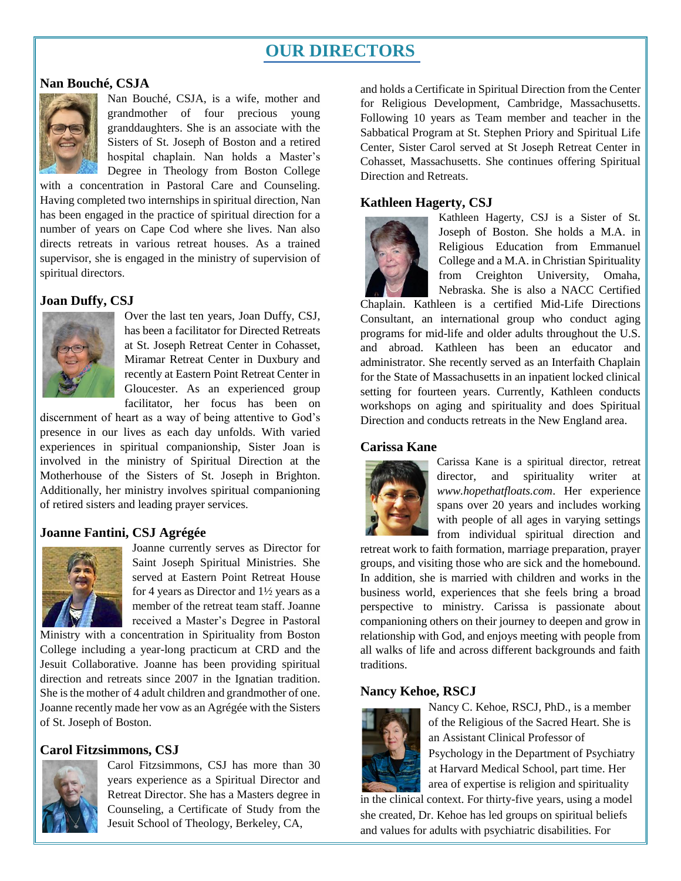## OUR DIRECTORS

### Nan Bouché, CSJA

Nan Bouché, CSJA, is a wife, mother and grandmother of four precious young granddaughters. She is an associate with the Sisters of St. Joseph of Boston and a retired hospital chaplain. Nan holds a Master's Degree in Theology from Boston College with a concentration in Pastoral Care and Counseling. Having completed two internships in spiritual direction, Nan has been engaged in the practice of spiritual direction for a number of years on Cape Cod where she lives. Nan also directs retreats in various retreat houses. As a trained supervisor, she is engaged in the ministry of supervision of spiritual directors.

### Joan Duffy, CSJ

Over the last ten years, Joan Duffy, CSJ, has been a facilitator for Directed Retreats at St. Joseph Retreat Center in Cohasset, Miramar Retreat Center in Duxbury and recently at Eastern Point Retreat Center in Gloucester. As an experienced group facilitator, her focus has been on discernment of heart as a way of being attentive to God's presence in our lives as each day unfolds. With varied experiences in spiritual companionship, Sister Joan is involved in the ministry of Spiritual Direction at the Motherhouse of the Sisters of St. Joseph in Brighton. Additionally, her ministry involves spiritual companioning of retired sisters and leading prayer services.

### Joanne Fantini, CSJ Agrégée

Joanne currently serves as Director for Saint Joseph Spiritual Ministries. She served at Eastern Point Retreat House for 4 years as Director and 1½ years as a member of the retreat team staff. Joanne received a Master's Degree in Pastoral Ministry with a concentration in Spirituality from Boston College including a year-long practicum at CRD and the Jesuit Collaborative. Joanne has been providing spiritual direction and retreats since 2007 in the Ignatian tradition. She is the mother of 4 adult children and grandmother of one. Joanne recently made her vow as an Agrégée with the Sisters of St. Joseph of Boston.

### Carol Fitzsimmons, CSJ

Carol Fitzsimmons, CSJ has more than 30 years experience as a Spiritual Director and Retreat Director. She has a Masters degree in Counseling, a Certificate of Study from the Jesuit School of Theology, Berkeley, CA, and holds a Certificate in Spiritual Direction from the Center for Religious Development, Cambridge, Massachusetts. Following 10 years as Team member and teacher in the Sabbatical Program at St. Stephen Priory and Spiritual Life Center, Sister Carol served at St Joseph Retreat Center in Cohasset, Massachusetts. She continues offering Spiritual Direction and Retreats.

### Kathleen Hagerty, CSJ

Kathleen Hagerty, CSJ is a Sister of St. Joseph of Boston. She holds a M.A. in Religious Education from Emmanuel College and a M.A. in Christian Spirituality from Creighton University, Omaha, Nebraska. She is also a NACC Certified Chaplain. Kathleen is a certified Mid-Life Directions Consultant, an international group who conduct aging programs for mid-life and older adults throughout the U.S. and abroad. Kathleen has been an educator and administrator. She recently served as an Interfaith Chaplain for the State of Massachusetts in an inpatient locked clinical setting for fourteen years. Currently, Kathleen conducts workshops on aging and spirituality and does Spiritual Direction and conducts retreats in the New England area.

### Carissa Kane

Carissa Kane is a spiritual director, retreat director, and spirituality writer at *www.hopethatfloats.com*. Her experience spans over 20 years and includes working with people of all ages in varying settings from individual spiritual direction and retreat work to faith formation, marriage preparation, prayer groups, and visiting those who are sick and the homebound. In addition, she is married with children and works in the business world, experiences that she feels bring a broad perspective to ministry. Carissa is passionate about companioning others on their journey to deepen and grow in relationship with God, and enjoys meeting with people from all walks of life and across different backgrounds and faith traditions.

### Nancy Kehoe, RSCJ

Nancy C. Kehoe, RSCJ, PhD., is a member of the Religious of the Sacred Heart. She is an Assistant Clinical Professor of Psychology in the Department of Psychiatry at Harvard Medical School, part time. Her area of expertise is religion and spirituality in the clinical context. For thirty-five years, using a model she created, Dr. Kehoe has led groups on spiritual beliefs and values for adults with psychiatric disabilities. For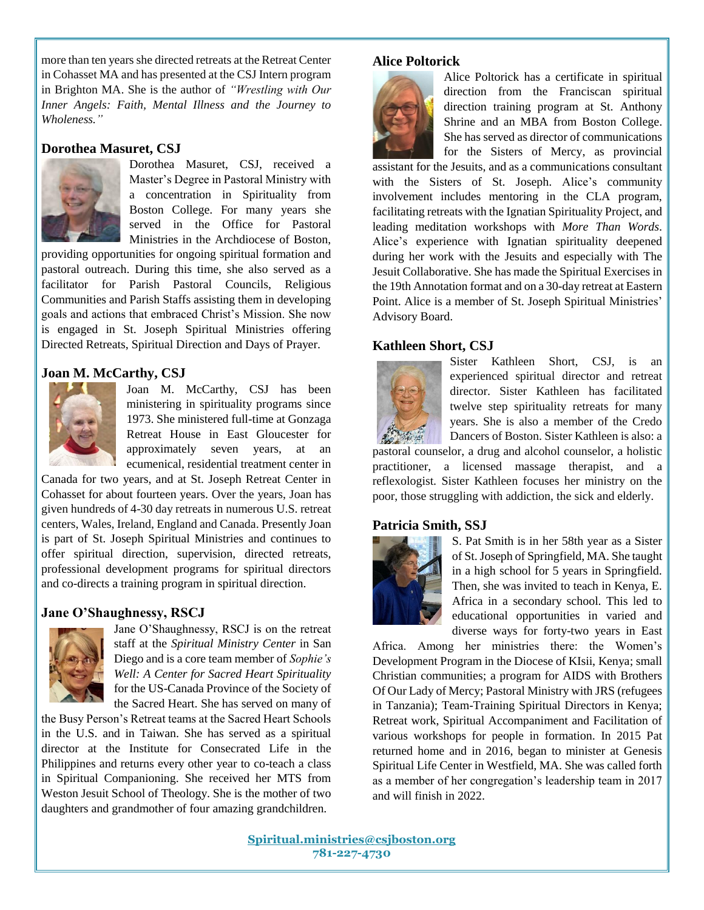more than ten years she directed retreats at the Retreat Center in Cohasset MA and has presented at the CSJ Intern program in Brighton MA. She is the author of *"Wrestling with Our Inner Angels: Faith, Mental Illness and the Journey to Wholeness."*

### Dorothea Masuret, CSJ

Dorothea Masuret, CSJ, received a Master's Degree in Pastoral Ministry with a concentration in Spirituality from Boston College. For many years she served in the Office for Pastoral Ministries in the Archdiocese of Boston, providing opportunities for ongoing spiritual formation and pastoral outreach. During this time, she also served as a facilitator for Parish Pastoral Councils, Religious Communities and Parish Staffs assisting them in developing goals and actions that embraced Christ's Mission. She now is engaged in St. Joseph Spiritual Ministries offering Directed Retreats, Spiritual Direction and Days of Prayer.

### Joan M. McCarthy, CSJ

Joan M. McCarthy, CSJ has been ministering in spirituality programs since 1973. She ministered full-time at Gonzaga Retreat House in East Gloucester for approximately seven years, at an ecumenical, residential treatment center in Canada for two years, and at St. Joseph Retreat Center in Cohasset for about fourteen years. Over the years, Joan has given hundreds of 4-30 day retreats in numerous U.S. retreat centers, Wales, Ireland, England and Canada. Presently Joan is part of St. Joseph Spiritual Ministries and continues to offer spiritual direction, supervision, directed retreats, professional development programs for spiritual directors and co-directs a training program in spiritual direction.

### Jane O'Shaughnessy, RSCJ

Jane O'Shaughnessy, RSCJ is on the retreat staff at the *Spiritual Ministry Center* in San Diego and is a core team member of *Sophie's Well: A Center for Sacred Heart Spirituality* for the US-Canada Province of the Society of the Sacred Heart. She has served on many of the Busy Person's Retreat teams at the Sacred Heart Schools in the U.S. and in Taiwan. She has served as a spiritual director at the Institute for Consecrated Life in the Philippines and returns every other year to co-teach a class in Spiritual Companioning. She received her MTS from Weston Jesuit School of Theology. She is the mother of two daughters and grandmother of four amazing grandchildren.

### Alice Poltorick

Alice Poltorick has a certificate in spiritual direction from the Franciscan spiritual direction training program at St. Anthony Shrine and an MBA from Boston College. She has served as director of communications for the Sisters of Mercy, as provincial assistant for the Jesuits, and as a communications consultant with the Sisters of St. Joseph. Alice's community involvement includes mentoring in the CLA program, facilitating retreats with the Ignatian Spirituality Project, and leading meditation workshops with *More Than Words*. Alice's experience with Ignatian spirituality deepened during her work with the Jesuits and especially with The Jesuit Collaborative. She has made the Spiritual Exercises in the 19th Annotation format and on a 30-day retreat at Eastern Point. Alice is a member of St. Joseph Spiritual Ministries' Advisory Board.

### Kathleen Short, CSJ

Sister Kathleen Short, CSJ, is an experienced spiritual director and retreat director. Sister Kathleen has facilitated twelve step spirituality retreats for many years. She is also a member of the Credo Dancers of Boston. Sister Kathleen is also: a pastoral counselor, a drug and alcohol counselor, a holistic practitioner, a licensed massage therapist, and a reflexologist. Sister Kathleen focuses her ministry on the poor, those struggling with addiction, the sick and elderly.

### Patricia Smith, SSJ

S. Pat Smith is in her 58th year as a Sister of St. Joseph of Springfield, MA. She taught in a high school for 5 years in Springfield. Then, she was invited to teach in Kenya, E. Africa in a secondary school. This led to educational opportunities in varied and diverse ways for forty-two years in East Africa. Among her ministries there: the Women's Development Program in the Diocese of KIsii, Kenya; small Christian communities; a program for AIDS with Brothers Of Our Lady of Mercy; Pastoral Ministry with JRS (refugees in Tanzania); Team-Training Spiritual Directors in Kenya; Retreat work, Spiritual Accompaniment and Facilitation of various workshops for people in formation. In 2015 Pat returned home and in 2016, began to minister at Genesis Spiritual Life Center in Westfield, MA. She was called forth as a member of her congregation's leadership team in 2017 and will finish in 2022.

**Spiritual.ministries@csjboston.org**
**781-227-4730**